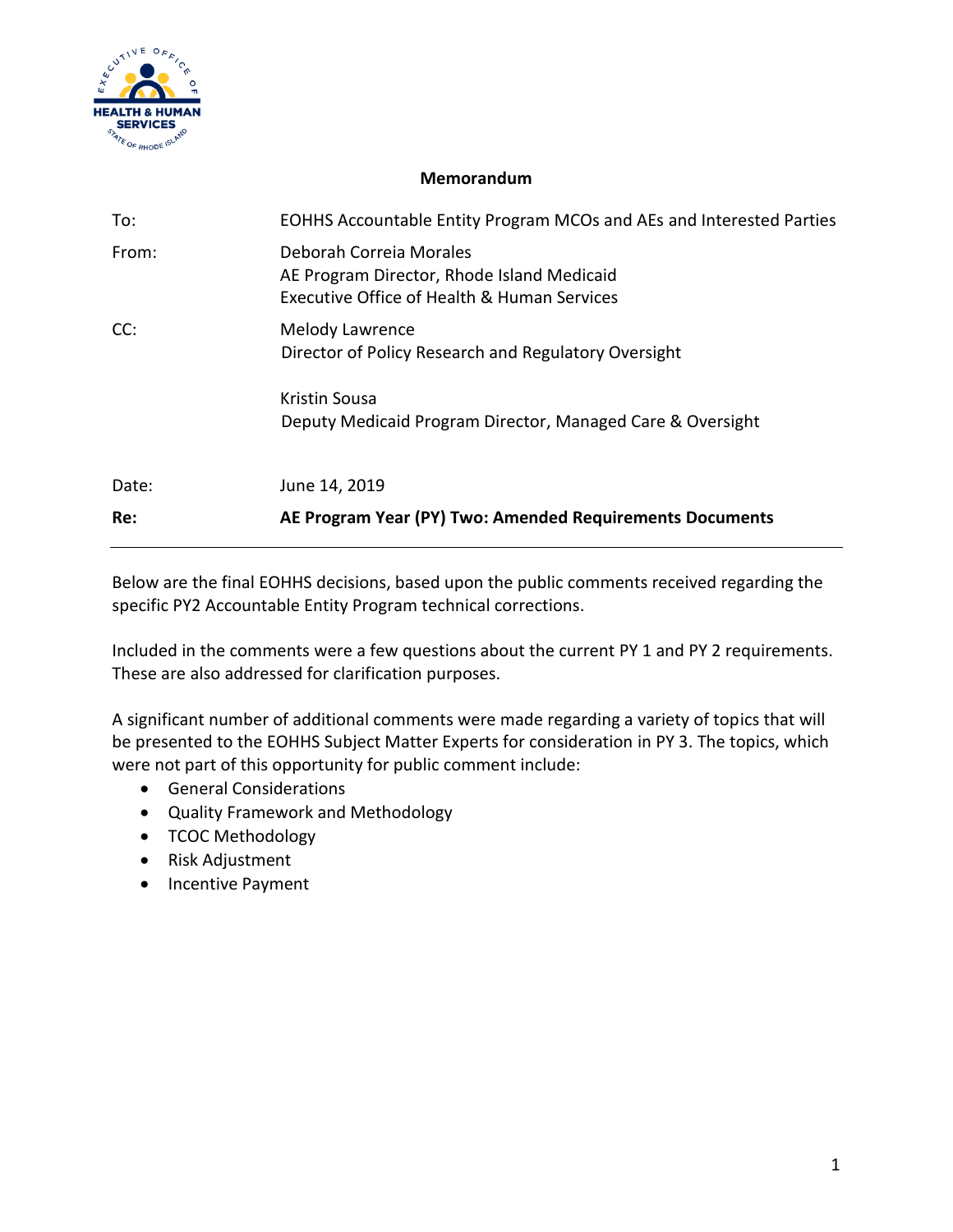# Memorandum

| | |
|---|---|
| To: | EOHHS Accountable Entity Program MCOs and AEs and Interested Parties |
| From: | Deborah Correia Morales<br>AE Program Director, Rhode Island Medicaid<br>Executive Office of Health & Human Services |
| CC: | Melody Lawrence<br>Director of Policy Research and Regulatory Oversight<br><br>Kristin Sousa<br>Deputy Medicaid Program Director, Managed Care & Oversight |
| Date: | June 14, 2019 |
| **Re:** | **AE Program Year (PY) Two: Amended Requirements Documents** |

Below are the final EOHHS decisions, based upon the public comments received regarding the specific PY2 Accountable Entity Program technical corrections.

Included in the comments were a few questions about the current PY 1 and PY 2 requirements. These are also addressed for clarification purposes.

A significant number of additional comments were made regarding a variety of topics that will be presented to the EOHHS Subject Matter Experts for consideration in PY 3. The topics, which were not part of this opportunity for public comment include:

- General Considerations
- Quality Framework and Methodology
- TCOC Methodology
- Risk Adjustment
- Incentive Payment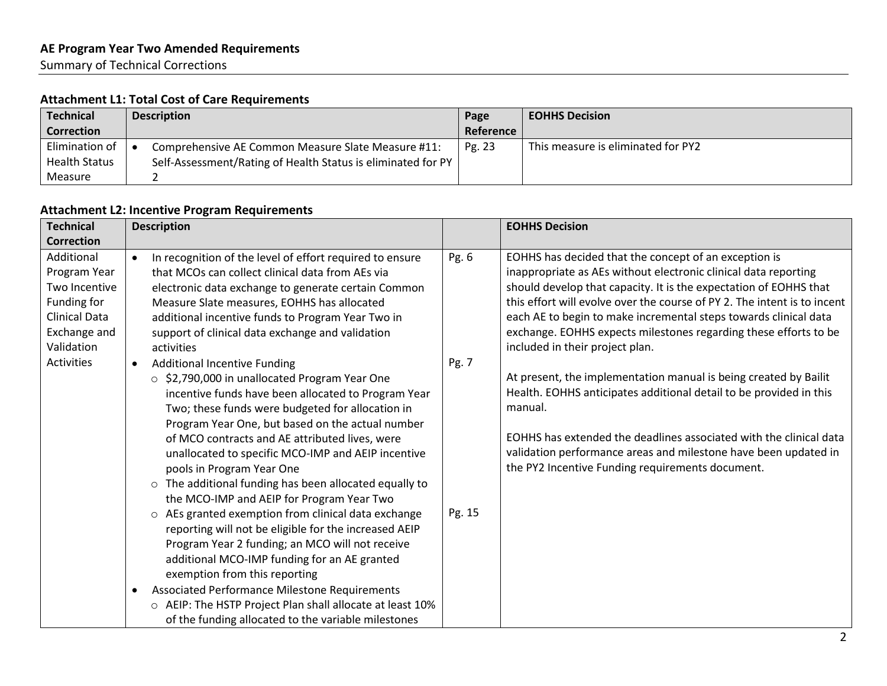**AE Program Year Two Amended Requirements**

Summary of Technical Corrections

### Attachment L1: Total Cost of Care Requirements

| Technical Correction | Description | Page Reference | EOHHS Decision |
|---|---|---|---|
| Elimination of Health Status Measure | • Comprehensive AE Common Measure Slate Measure #11: Self-Assessment/Rating of Health Status is eliminated for PY 2 | Pg. 23 | This measure is eliminated for PY2 |

### Attachment L2: Incentive Program Requirements

| Technical Correction | Description | | EOHHS Decision |
|---|---|---|---|
| Additional Program Year Two Incentive Funding for Clinical Data Exchange and Validation Activities | • In recognition of the level of effort required to ensure that MCOs can collect clinical data from AEs via electronic data exchange to generate certain Common Measure Slate measures, EOHHS has allocated additional incentive funds to Program Year Two in support of clinical data exchange and validation activities<br>• Additional Incentive Funding<br>&nbsp;&nbsp;○ \$2,790,000 in unallocated Program Year One incentive funds have been allocated to Program Year Two; these funds were budgeted for allocation in Program Year One, but based on the actual number of MCO contracts and AE attributed lives, were unallocated to specific MCO-IMP and AEIP incentive pools in Program Year One<br>&nbsp;&nbsp;○ The additional funding has been allocated equally to the MCO-IMP and AEIP for Program Year Two<br>&nbsp;&nbsp;○ AEs granted exemption from clinical data exchange reporting will not be eligible for the increased AEIP Program Year 2 funding; an MCO will not receive additional MCO-IMP funding for an AE granted exemption from this reporting<br>• Associated Performance Milestone Requirements<br>&nbsp;&nbsp;○ AEIP: The HSTP Project Plan shall allocate at least 10% of the funding allocated to the variable milestones | Pg. 6<br><br><br><br><br>Pg. 7<br><br><br><br><br><br><br><br><br>Pg. 15 | EOHHS has decided that the concept of an exception is inappropriate as AEs without electronic clinical data reporting should develop that capacity. It is the expectation of EOHHS that this effort will evolve over the course of PY 2. The intent is to incent each AE to begin to make incremental steps towards clinical data exchange. EOHHS expects milestones regarding these efforts to be included in their project plan.<br><br>At present, the implementation manual is being created by Bailit Health. EOHHS anticipates additional detail to be provided in this manual.<br><br>EOHHS has extended the deadlines associated with the clinical data validation performance areas and milestone have been updated in the PY2 Incentive Funding requirements document. |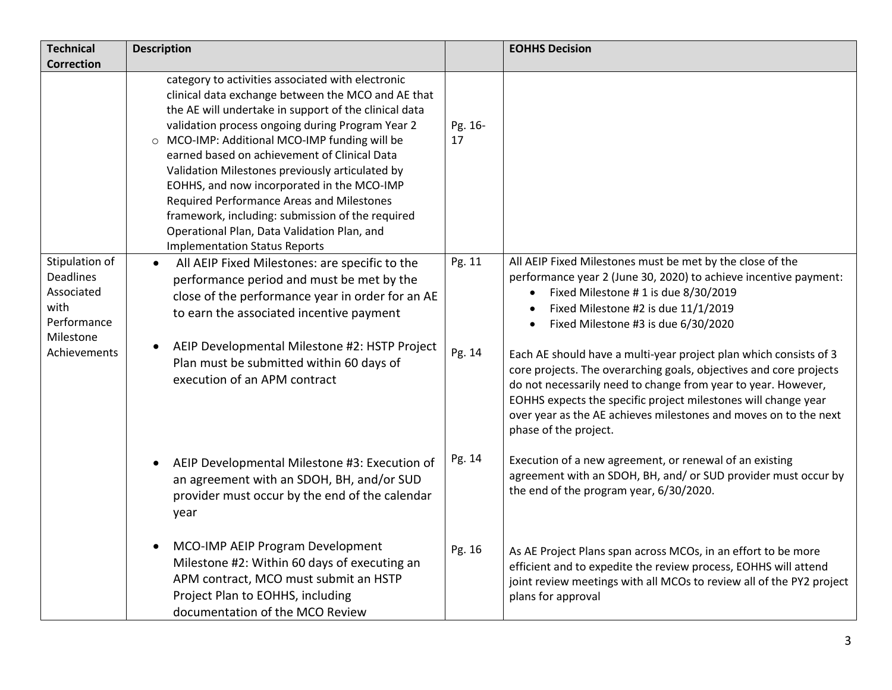| Technical Correction | Description | | EOHHS Decision |
|---|---|---|---|
| | category to activities associated with electronic clinical data exchange between the MCO and AE that the AE will undertake in support of the clinical data validation process ongoing during Program Year 2<br>○ MCO-IMP: Additional MCO-IMP funding will be earned based on achievement of Clinical Data Validation Milestones previously articulated by EOHHS, and now incorporated in the MCO-IMP Required Performance Areas and Milestones framework, including: submission of the required Operational Plan, Data Validation Plan, and Implementation Status Reports | Pg. 16-17 | |
| Stipulation of Deadlines Associated with Performance Milestone Achievements | • All AEIP Fixed Milestones: are specific to the performance period and must be met by the close of the performance year in order for an AE to earn the associated incentive payment | Pg. 11 | All AEIP Fixed Milestones must be met by the close of the performance year 2 (June 30, 2020) to achieve incentive payment:<br>• Fixed Milestone # 1 is due 8/30/2019<br>• Fixed Milestone #2 is due 11/1/2019<br>• Fixed Milestone #3 is due 6/30/2020 |
| | • AEIP Developmental Milestone #2: HSTP Project Plan must be submitted within 60 days of execution of an APM contract | Pg. 14 | Each AE should have a multi-year project plan which consists of 3 core projects. The overarching goals, objectives and core projects do not necessarily need to change from year to year. However, EOHHS expects the specific project milestones will change year over year as the AE achieves milestones and moves on to the next phase of the project. |
| | • AEIP Developmental Milestone #3: Execution of an agreement with an SDOH, BH, and/or SUD provider must occur by the end of the calendar year | Pg. 14 | Execution of a new agreement, or renewal of an existing agreement with an SDOH, BH, and/ or SUD provider must occur by the end of the program year, 6/30/2020. |
| | • MCO-IMP AEIP Program Development Milestone #2: Within 60 days of executing an APM contract, MCO must submit an HSTP Project Plan to EOHHS, including documentation of the MCO Review | Pg. 16 | As AE Project Plans span across MCOs, in an effort to be more efficient and to expedite the review process, EOHHS will attend joint review meetings with all MCOs to review all of the PY2 project plans for approval |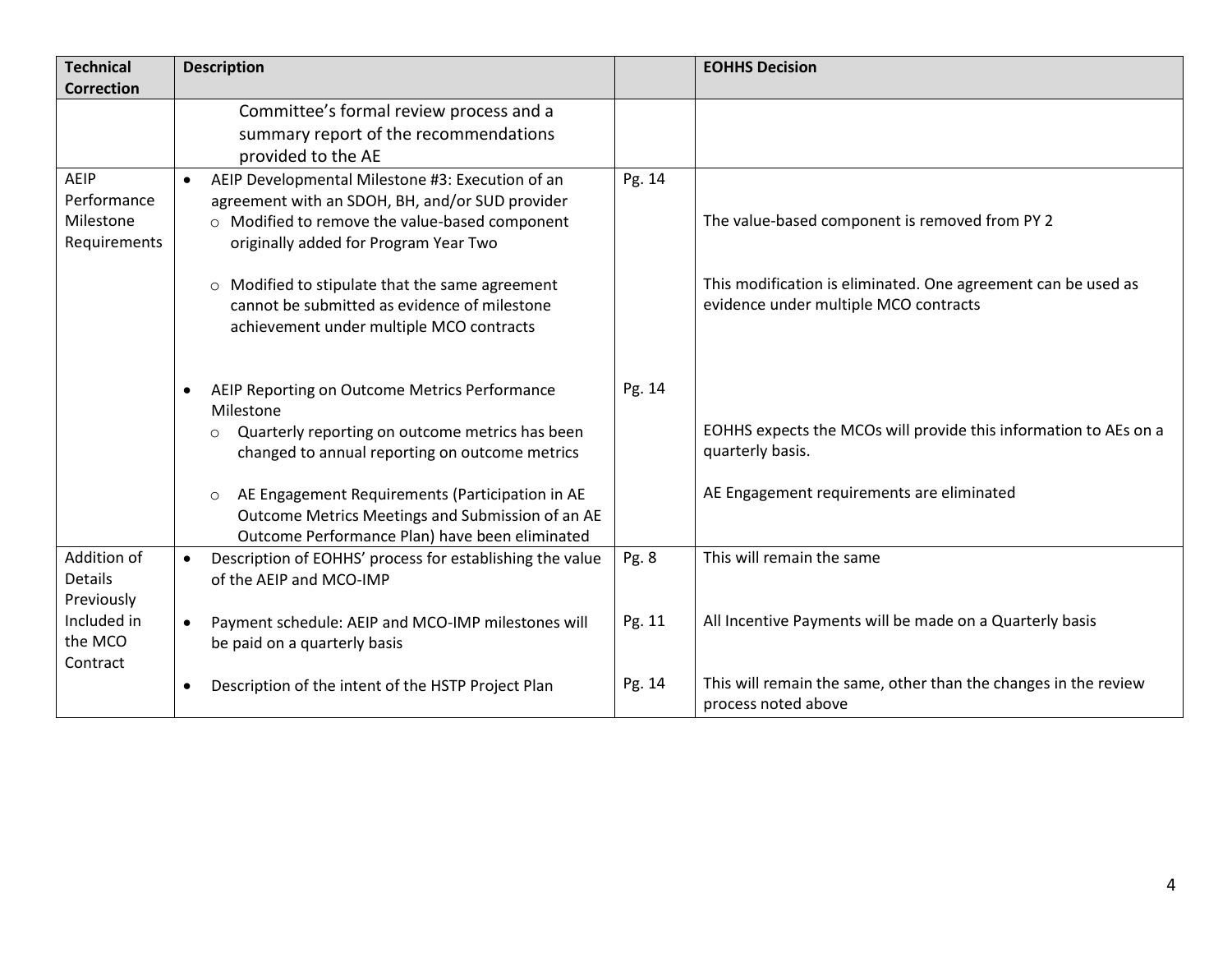| Technical Correction | Description | | EOHHS Decision |
|---|---|---|---|
| | Committee's formal review process and a summary report of the recommendations provided to the AE | | |
| AEIP Performance Milestone Requirements | • AEIP Developmental Milestone #3: Execution of an agreement with an SDOH, BH, and/or SUD provider<br>○ Modified to remove the value-based component originally added for Program Year Two<br><br>○ Modified to stipulate that the same agreement cannot be submitted as evidence of milestone achievement under multiple MCO contracts | Pg. 14 | The value-based component is removed from PY 2<br><br>This modification is eliminated. One agreement can be used as evidence under multiple MCO contracts |
| | • AEIP Reporting on Outcome Metrics Performance Milestone<br>○ Quarterly reporting on outcome metrics has been changed to annual reporting on outcome metrics<br><br>○ AE Engagement Requirements (Participation in AE Outcome Metrics Meetings and Submission of an AE Outcome Performance Plan) have been eliminated | Pg. 14 | EOHHS expects the MCOs will provide this information to AEs on a quarterly basis.<br><br>AE Engagement requirements are eliminated |
| Addition of Details Previously Included in the MCO Contract | • Description of EOHHS' process for establishing the value of the AEIP and MCO-IMP | Pg. 8 | This will remain the same |
| | • Payment schedule: AEIP and MCO-IMP milestones will be paid on a quarterly basis | Pg. 11 | All Incentive Payments will be made on a Quarterly basis |
| | • Description of the intent of the HSTP Project Plan | Pg. 14 | This will remain the same, other than the changes in the review process noted above |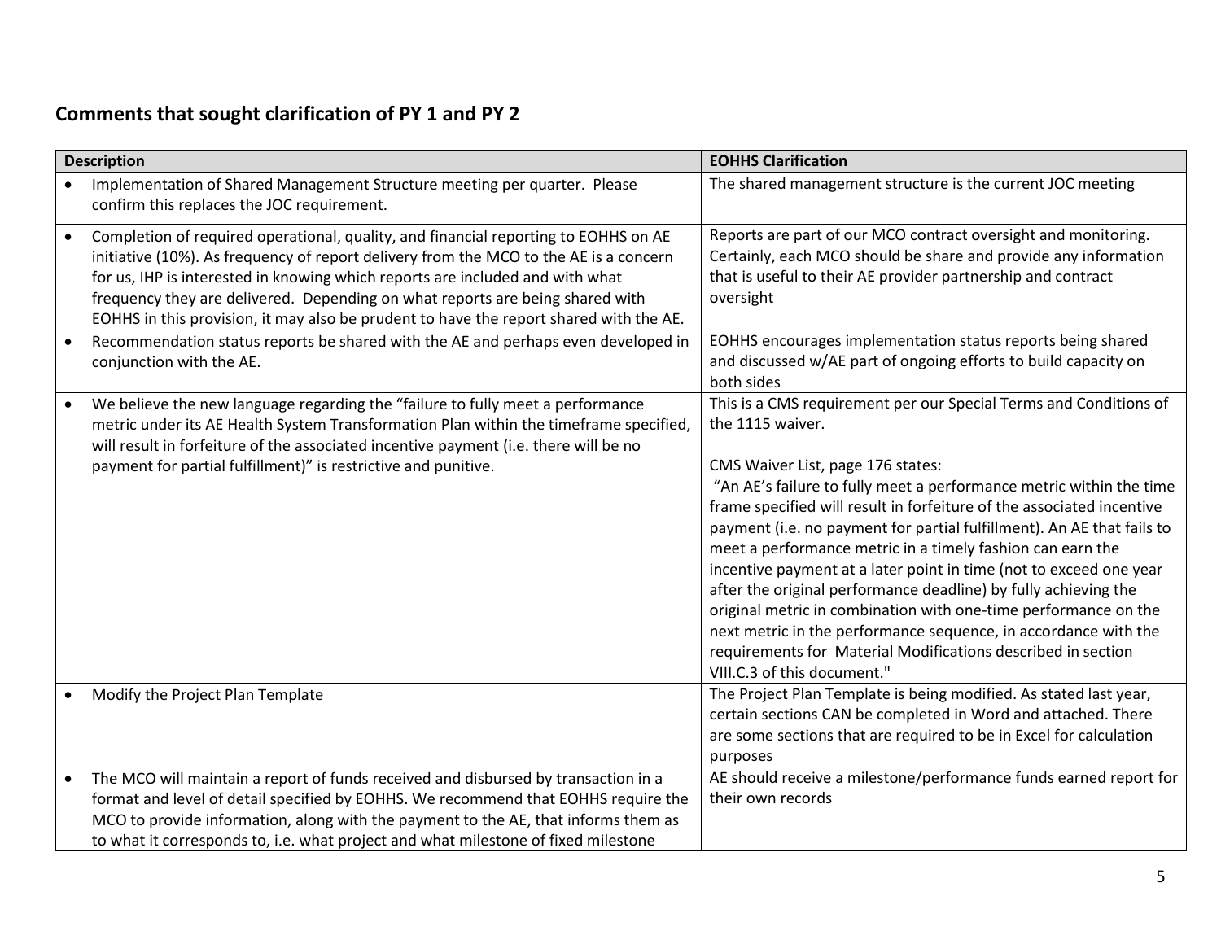## Comments that sought clarification of PY 1 and PY 2

| Description | EOHHS Clarification |
|---|---|
| • Implementation of Shared Management Structure meeting per quarter. Please confirm this replaces the JOC requirement. | The shared management structure is the current JOC meeting |
| • Completion of required operational, quality, and financial reporting to EOHHS on AE initiative (10%). As frequency of report delivery from the MCO to the AE is a concern for us, IHP is interested in knowing which reports are included and with what frequency they are delivered. Depending on what reports are being shared with EOHHS in this provision, it may also be prudent to have the report shared with the AE. | Reports are part of our MCO contract oversight and monitoring. Certainly, each MCO should be share and provide any information that is useful to their AE provider partnership and contract oversight |
| • Recommendation status reports be shared with the AE and perhaps even developed in conjunction with the AE. | EOHHS encourages implementation status reports being shared and discussed w/AE part of ongoing efforts to build capacity on both sides |
| • We believe the new language regarding the "failure to fully meet a performance metric under its AE Health System Transformation Plan within the timeframe specified, will result in forfeiture of the associated incentive payment (i.e. there will be no payment for partial fulfillment)" is restrictive and punitive. | This is a CMS requirement per our Special Terms and Conditions of the 1115 waiver.<br><br>CMS Waiver List, page 176 states:<br>"An AE's failure to fully meet a performance metric within the time frame specified will result in forfeiture of the associated incentive payment (i.e. no payment for partial fulfillment). An AE that fails to meet a performance metric in a timely fashion can earn the incentive payment at a later point in time (not to exceed one year after the original performance deadline) by fully achieving the original metric in combination with one-time performance on the next metric in the performance sequence, in accordance with the requirements for Material Modifications described in section VIII.C.3 of this document." |
| • Modify the Project Plan Template | The Project Plan Template is being modified. As stated last year, certain sections CAN be completed in Word and attached. There are some sections that are required to be in Excel for calculation purposes |
| • The MCO will maintain a report of funds received and disbursed by transaction in a format and level of detail specified by EOHHS. We recommend that EOHHS require the MCO to provide information, along with the payment to the AE, that informs them as to what it corresponds to, i.e. what project and what milestone of fixed milestone | AE should receive a milestone/performance funds earned report for their own records |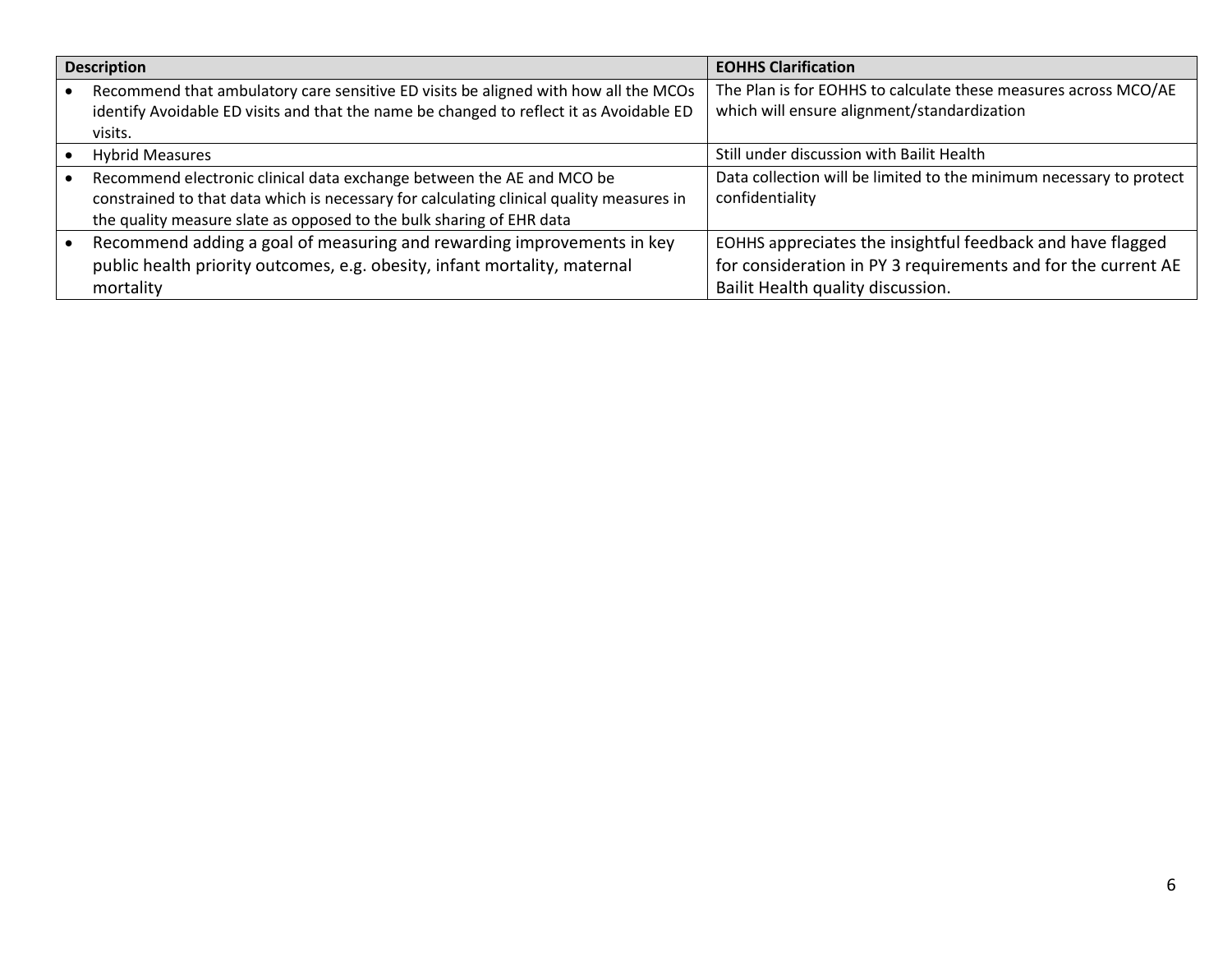| Description | EOHHS Clarification |
|---|---|
| • Recommend that ambulatory care sensitive ED visits be aligned with how all the MCOs identify Avoidable ED visits and that the name be changed to reflect it as Avoidable ED visits. | The Plan is for EOHHS to calculate these measures across MCO/AE which will ensure alignment/standardization |
| • Hybrid Measures | Still under discussion with Bailit Health |
| • Recommend electronic clinical data exchange between the AE and MCO be constrained to that data which is necessary for calculating clinical quality measures in the quality measure slate as opposed to the bulk sharing of EHR data | Data collection will be limited to the minimum necessary to protect confidentiality |
| • Recommend adding a goal of measuring and rewarding improvements in key public health priority outcomes, e.g. obesity, infant mortality, maternal mortality | EOHHS appreciates the insightful feedback and have flagged for consideration in PY 3 requirements and for the current AE Bailit Health quality discussion. |